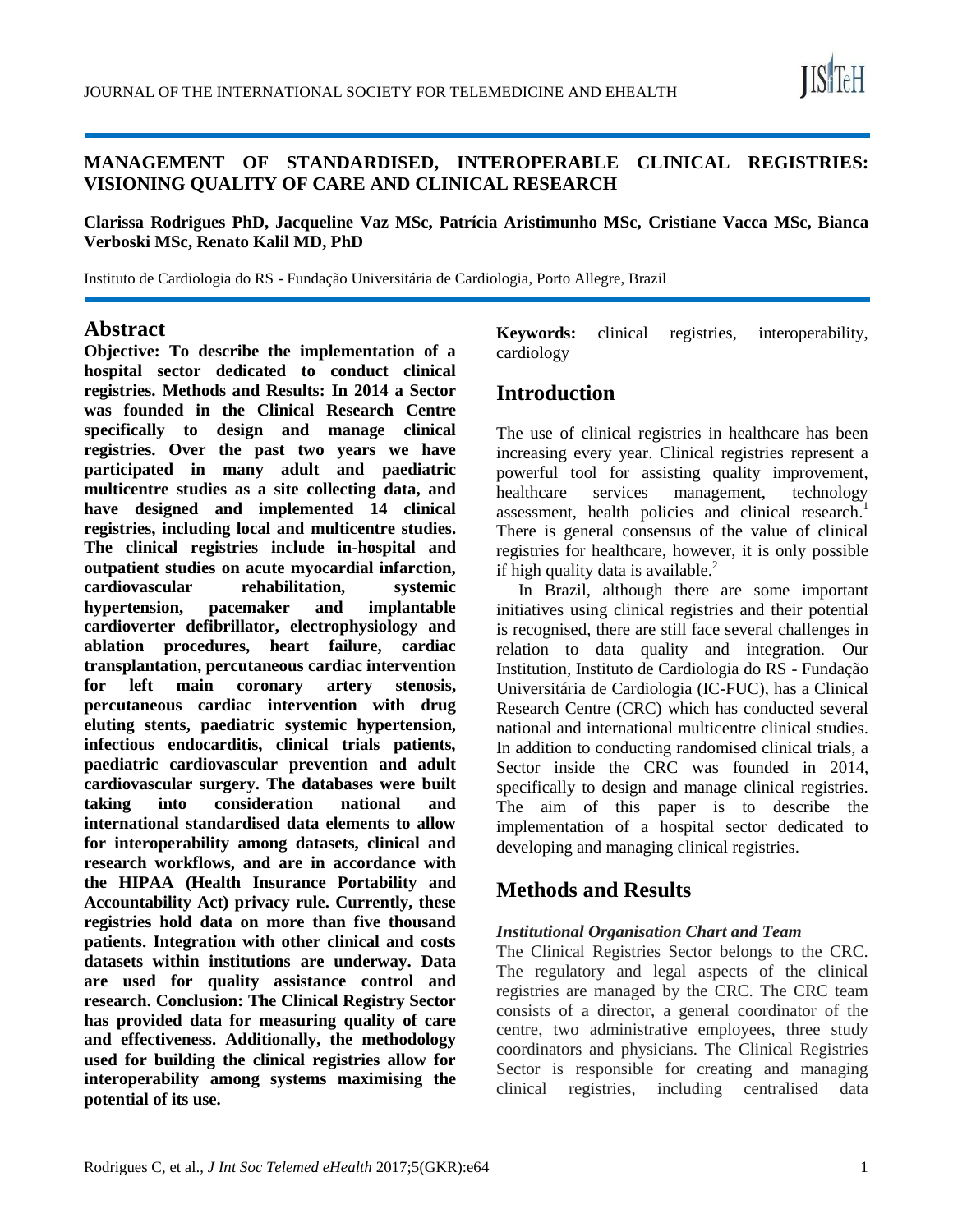# MANAGEMENT OF STANDARDISED, INTEROPERABLE CLINICAL REGISTRIES: VISIONING QUALITY OF CARE AND CLINICAL RESEARCH

**Clarissa Rodrigues PhD, Jacqueline Vaz MSc, Patrícia Aristimunho MSc, Cristiane Vacca MSc, Bianca Verboski MSc, Renato Kalil MD, PhD**

Instituto de Cardiologia do RS - Fundação Universitária de Cardiologia, Porto Allegre, Brazil

## Abstract

**Objective: To describe the implementation of a hospital sector dedicated to conduct clinical registries. Methods and Results: In 2014 a Sector was founded in the Clinical Research Centre specifically to design and manage clinical registries. Over the past two years we have participated in many adult and paediatric multicentre studies as a site collecting data, and have designed and implemented 14 clinical registries, including local and multicentre studies. The clinical registries include in-hospital and outpatient studies on acute myocardial infarction, cardiovascular rehabilitation, systemic hypertension, pacemaker and implantable cardioverter defibrillator, electrophysiology and ablation procedures, heart failure, cardiac transplantation, percutaneous cardiac intervention for left main coronary artery stenosis, percutaneous cardiac intervention with drug eluting stents, paediatric systemic hypertension, infectious endocarditis, clinical trials patients, paediatric cardiovascular prevention and adult cardiovascular surgery. The databases were built taking into consideration national and international standardised data elements to allow for interoperability among datasets, clinical and research workflows, and are in accordance with the HIPAA (Health Insurance Portability and Accountability Act) privacy rule. Currently, these registries hold data on more than five thousand patients. Integration with other clinical and costs datasets within institutions are underway. Data are used for quality assistance control and research. Conclusion: The Clinical Registry Sector has provided data for measuring quality of care and effectiveness. Additionally, the methodology used for building the clinical registries allow for interoperability among systems maximising the potential of its use.**

**Keywords:** clinical registries, interoperability, cardiology

## Introduction

The use of clinical registries in healthcare has been increasing every year. Clinical registries represent a powerful tool for assisting quality improvement, healthcare services management, technology assessment, health policies and clinical research.[1] There is general consensus of the value of clinical registries for healthcare, however, it is only possible if high quality data is available.[2]

In Brazil, although there are some important initiatives using clinical registries and their potential is recognised, there are still face several challenges in relation to data quality and integration. Our Institution, Instituto de Cardiologia do RS - Fundação Universitária de Cardiologia (IC-FUC), has a Clinical Research Centre (CRC) which has conducted several national and international multicentre clinical studies. In addition to conducting randomised clinical trials, a Sector inside the CRC was founded in 2014, specifically to design and manage clinical registries. The aim of this paper is to describe the implementation of a hospital sector dedicated to developing and managing clinical registries.

## Methods and Results

### *Institutional Organisation Chart and Team*

The Clinical Registries Sector belongs to the CRC. The regulatory and legal aspects of the clinical registries are managed by the CRC. The CRC team consists of a director, a general coordinator of the centre, two administrative employees, three study coordinators and physicians. The Clinical Registries Sector is responsible for creating and managing clinical registries, including centralised data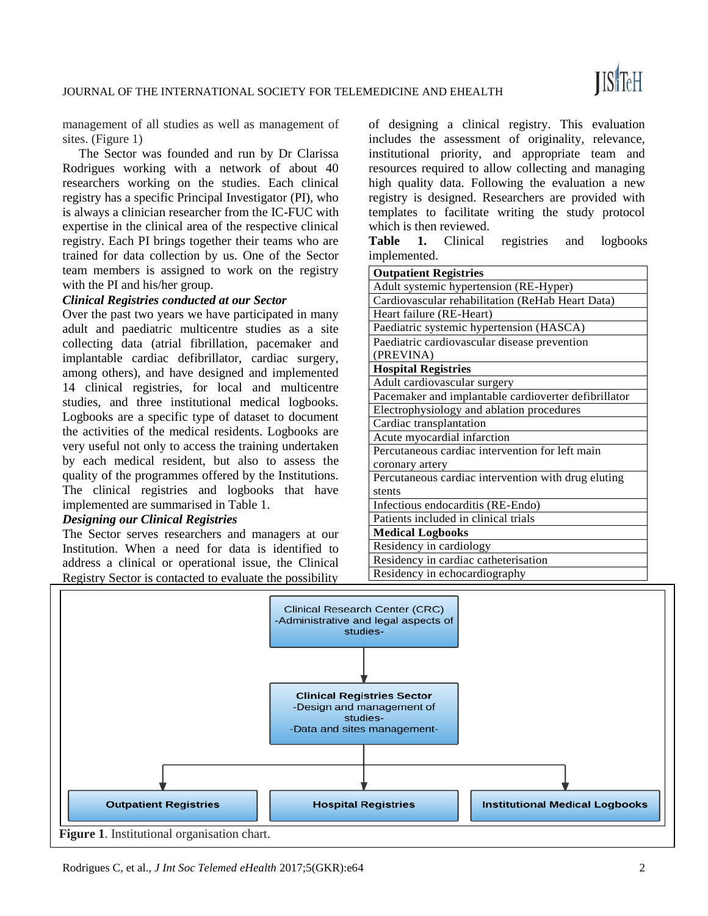management of all studies as well as management of sites. (Figure 1)

The Sector was founded and run by Dr Clarissa Rodrigues working with a network of about 40 researchers working on the studies. Each clinical registry has a specific Principal Investigator (PI), who is always a clinician researcher from the IC-FUC with expertise in the clinical area of the respective clinical registry. Each PI brings together their teams who are trained for data collection by us. One of the Sector team members is assigned to work on the registry with the PI and his/her group.

***Clinical Registries conducted at our Sector***

Over the past two years we have participated in many adult and paediatric multicentre studies as a site collecting data (atrial fibrillation, pacemaker and implantable cardiac defibrillator, cardiac surgery, among others), and have designed and implemented 14 clinical registries, for local and multicentre studies, and three institutional medical logbooks. Logbooks are a specific type of dataset to document the activities of the medical residents. Logbooks are very useful not only to access the training undertaken by each medical resident, but also to assess the quality of the programmes offered by the Institutions. The clinical registries and logbooks that have implemented are summarised in Table 1.

***Designing our Clinical Registries***

The Sector serves researchers and managers at our Institution. When a need for data is identified to address a clinical or operational issue, the Clinical Registry Sector is contacted to evaluate the possibility of designing a clinical registry. This evaluation includes the assessment of originality, relevance, institutional priority, and appropriate team and resources required to allow collecting and managing high quality data. Following the evaluation a new registry is designed. Researchers are provided with templates to facilitate writing the study protocol which is then reviewed.

**Table 1.** Clinical registries and logbooks implemented.

| **Outpatient Registries** |
|---|
| Adult systemic hypertension (RE-Hyper) |
| Cardiovascular rehabilitation (ReHab Heart Data) |
| Heart failure (RE-Heart) |
| Paediatric systemic hypertension (HASCA) |
| Paediatric cardiovascular disease prevention (PREVINA) |
| **Hospital Registries** |
| Adult cardiovascular surgery |
| Pacemaker and implantable cardioverter defibrillator |
| Electrophysiology and ablation procedures |
| Cardiac transplantation |
| Acute myocardial infarction |
| Percutaneous cardiac intervention for left main coronary artery |
| Percutaneous cardiac intervention with drug eluting stents |
| Infectious endocarditis (RE-Endo) |
| Patients included in clinical trials |
| **Medical Logbooks** |
| Residency in cardiology |
| Residency in cardiac catheterisation |
| Residency in echocardiography |

Clinical Research Center (CRC)
-Administrative and legal aspects of studies-

Clinical Registries Sector
-Design and management of studies-
-Data and sites management-

Outpatient Registries | Hospital Registries | Institutional Medical Logbooks

**Figure 1**. Institutional organisation chart.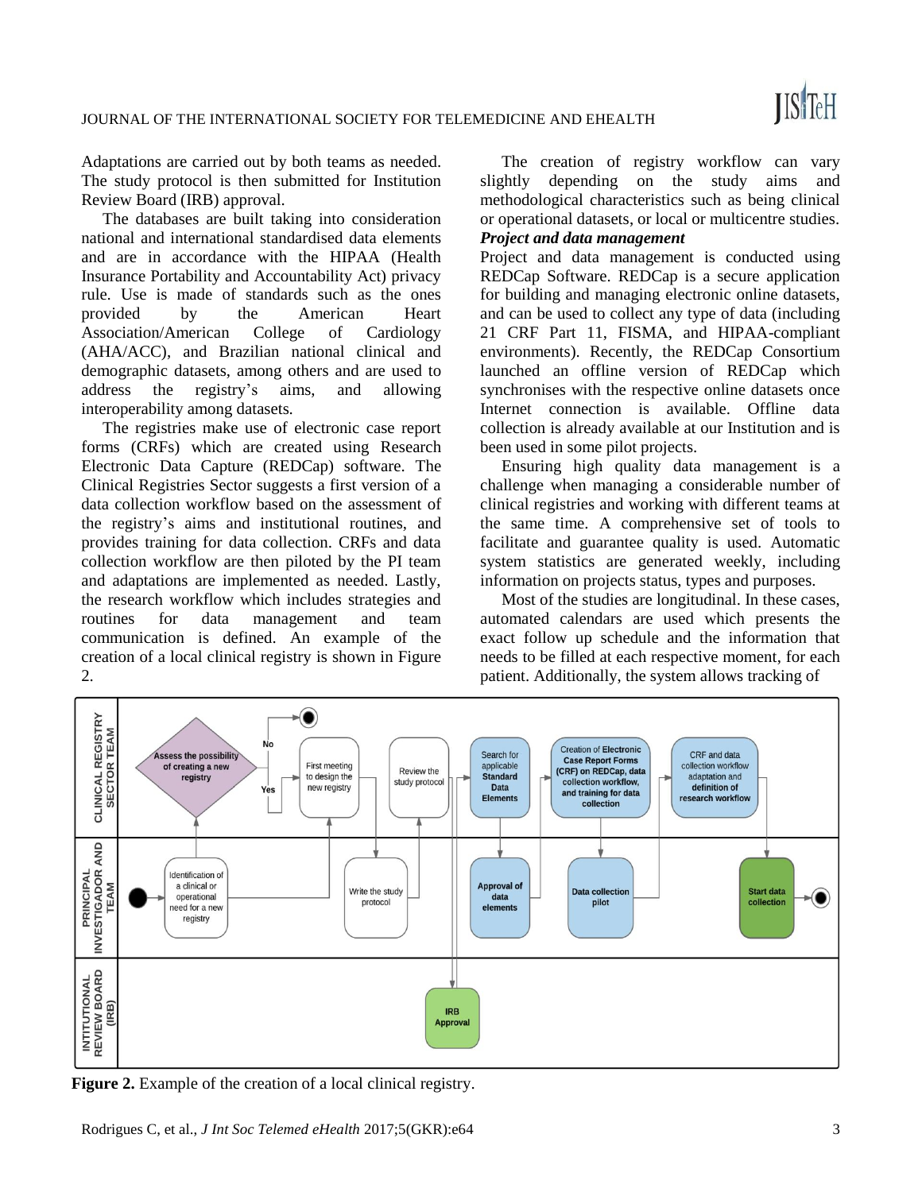Adaptations are carried out by both teams as needed. The study protocol is then submitted for Institution Review Board (IRB) approval.

The databases are built taking into consideration national and international standardised data elements and are in accordance with the HIPAA (Health Insurance Portability and Accountability Act) privacy rule. Use is made of standards such as the ones provided by the American Heart Association/American College of Cardiology (AHA/ACC), and Brazilian national clinical and demographic datasets, among others and are used to address the registry's aims, and allowing interoperability among datasets.

The registries make use of electronic case report forms (CRFs) which are created using Research Electronic Data Capture (REDCap) software. The Clinical Registries Sector suggests a first version of a data collection workflow based on the assessment of the registry's aims and institutional routines, and provides training for data collection. CRFs and data collection workflow are then piloted by the PI team and adaptations are implemented as needed. Lastly, the research workflow which includes strategies and routines for data management and team communication is defined. An example of the creation of a local clinical registry is shown in Figure 2.

The creation of registry workflow can vary slightly depending on the study aims and methodological characteristics such as being clinical or operational datasets, or local or multicentre studies.

***Project and data management***

Project and data management is conducted using REDCap Software. REDCap is a secure application for building and managing electronic online datasets, and can be used to collect any type of data (including 21 CRF Part 11, FISMA, and HIPAA-compliant environments). Recently, the REDCap Consortium launched an offline version of REDCap which synchronises with the respective online datasets once Internet connection is available. Offline data collection is already available at our Institution and is been used in some pilot projects.

Ensuring high quality data management is a challenge when managing a considerable number of clinical registries and working with different teams at the same time. A comprehensive set of tools to facilitate and guarantee quality is used. Automatic system statistics are generated weekly, including information on projects status, types and purposes.

Most of the studies are longitudinal. In these cases, automated calendars are used which presents the exact follow up schedule and the information that needs to be filled at each respective moment, for each patient. Additionally, the system allows tracking of

**Figure 2.** Example of the creation of a local clinical registry.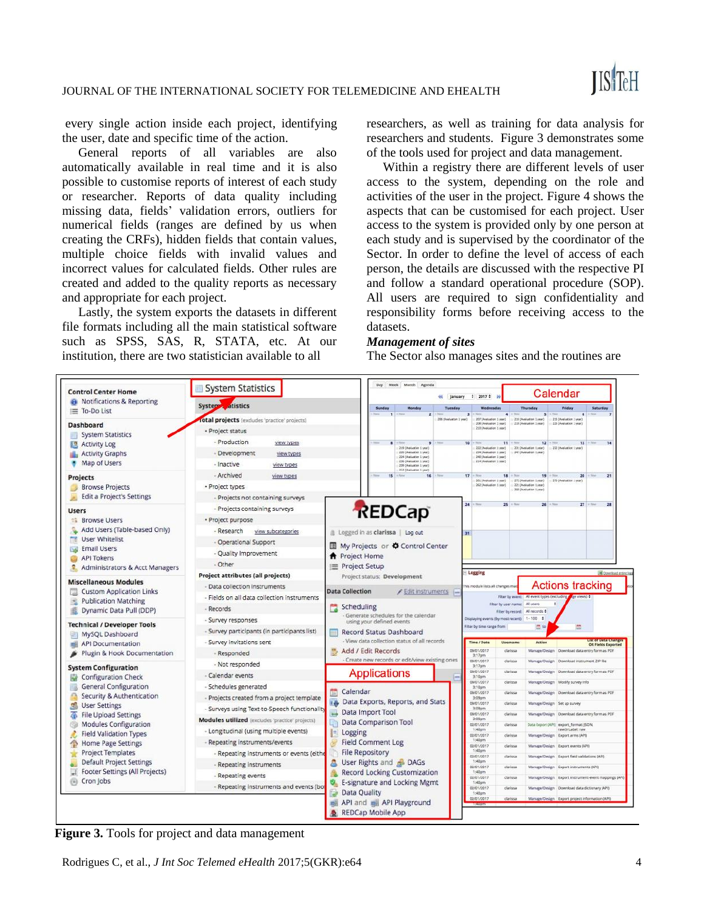every single action inside each project, identifying the user, date and specific time of the action.

General reports of all variables are also automatically available in real time and it is also possible to customise reports of interest of each study or researcher. Reports of data quality including missing data, fields' validation errors, outliers for numerical fields (ranges are defined by us when creating the CRFs), hidden fields that contain values, multiple choice fields with invalid values and incorrect values for calculated fields. Other rules are created and added to the quality reports as necessary and appropriate for each project.

Lastly, the system exports the datasets in different file formats including all the main statistical software such as SPSS, SAS, R, STATA, etc. At our institution, there are two statistician available to all researchers, as well as training for data analysis for researchers and students. Figure 3 demonstrates some of the tools used for project and data management.

Within a registry there are different levels of user access to the system, depending on the role and activities of the user in the project. Figure 4 shows the aspects that can be customised for each project. User access to the system is provided only by one person at each study and is supervised by the coordinator of the Sector. In order to define the level of access of each person, the details are discussed with the respective PI and follow a standard operational procedure (SOP). All users are required to sign confidentiality and responsibility forms before receiving access to the datasets.

***Management of sites***

The Sector also manages sites and the routines are

**Figure 3.** Tools for project and data management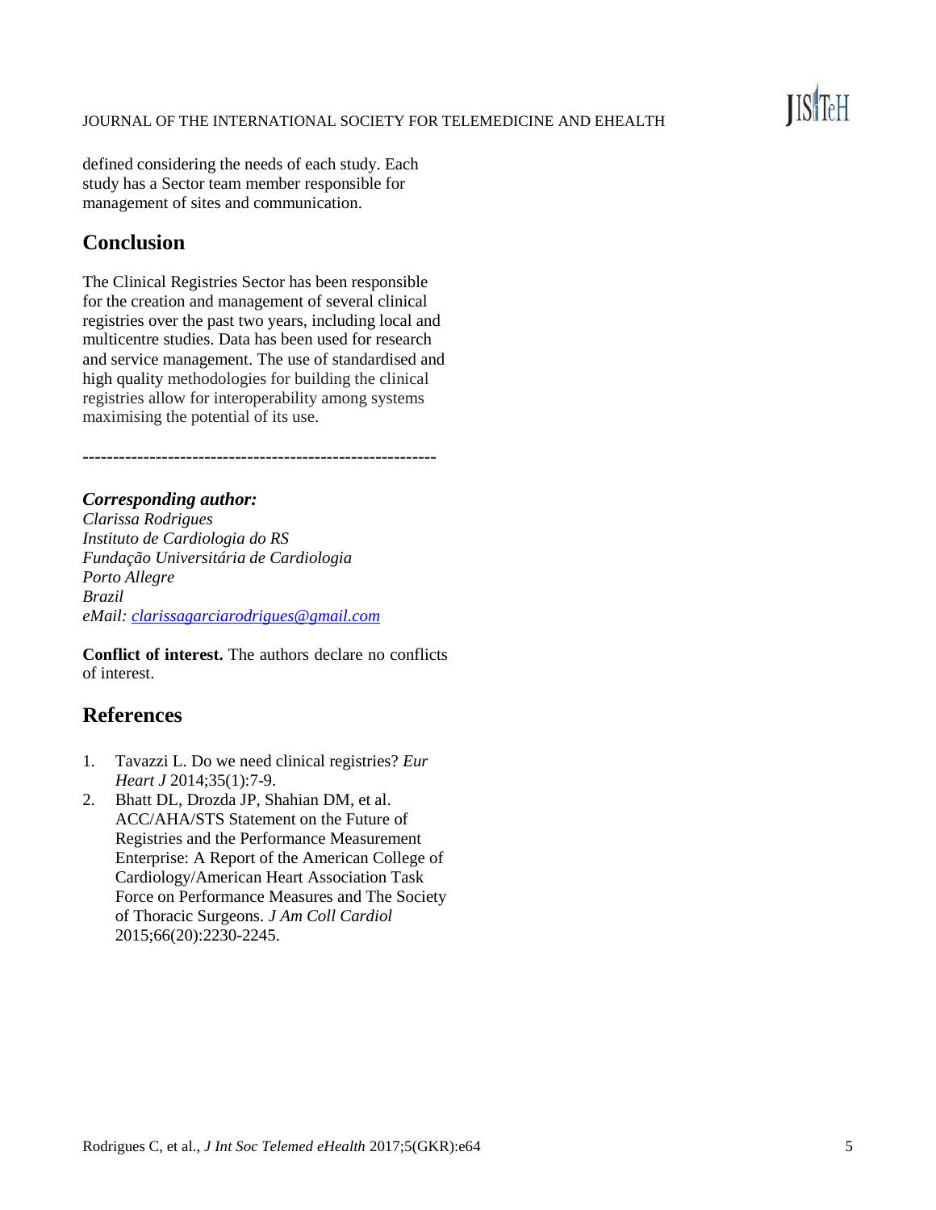defined considering the needs of each study. Each study has a Sector team member responsible for management of sites and communication.

## Conclusion

The Clinical Registries Sector has been responsible for the creation and management of several clinical registries over the past two years, including local and multicentre studies. Data has been used for research and service management. The use of standardised and high quality methodologies for building the clinical registries allow for interoperability among systems maximising the potential of its use.

---------------------------------------------------------

***Corresponding author:***
*Clarissa Rodrigues*
*Instituto de Cardiologia do RS*
*Fundação Universitária de Cardiologia*
*Porto Allegre*
*Brazil*
*eMail: clarissagarciarodrigues@gmail.com*

**Conflict of interest.** The authors declare no conflicts of interest.

## References

1. Tavazzi L. Do we need clinical registries? *Eur Heart J* 2014;35(1):7-9.
2. Bhatt DL, Drozda JP, Shahian DM, et al. ACC/AHA/STS Statement on the Future of Registries and the Performance Measurement Enterprise: A Report of the American College of Cardiology/American Heart Association Task Force on Performance Measures and The Society of Thoracic Surgeons. *J Am Coll Cardiol* 2015;66(20):2230-2245.